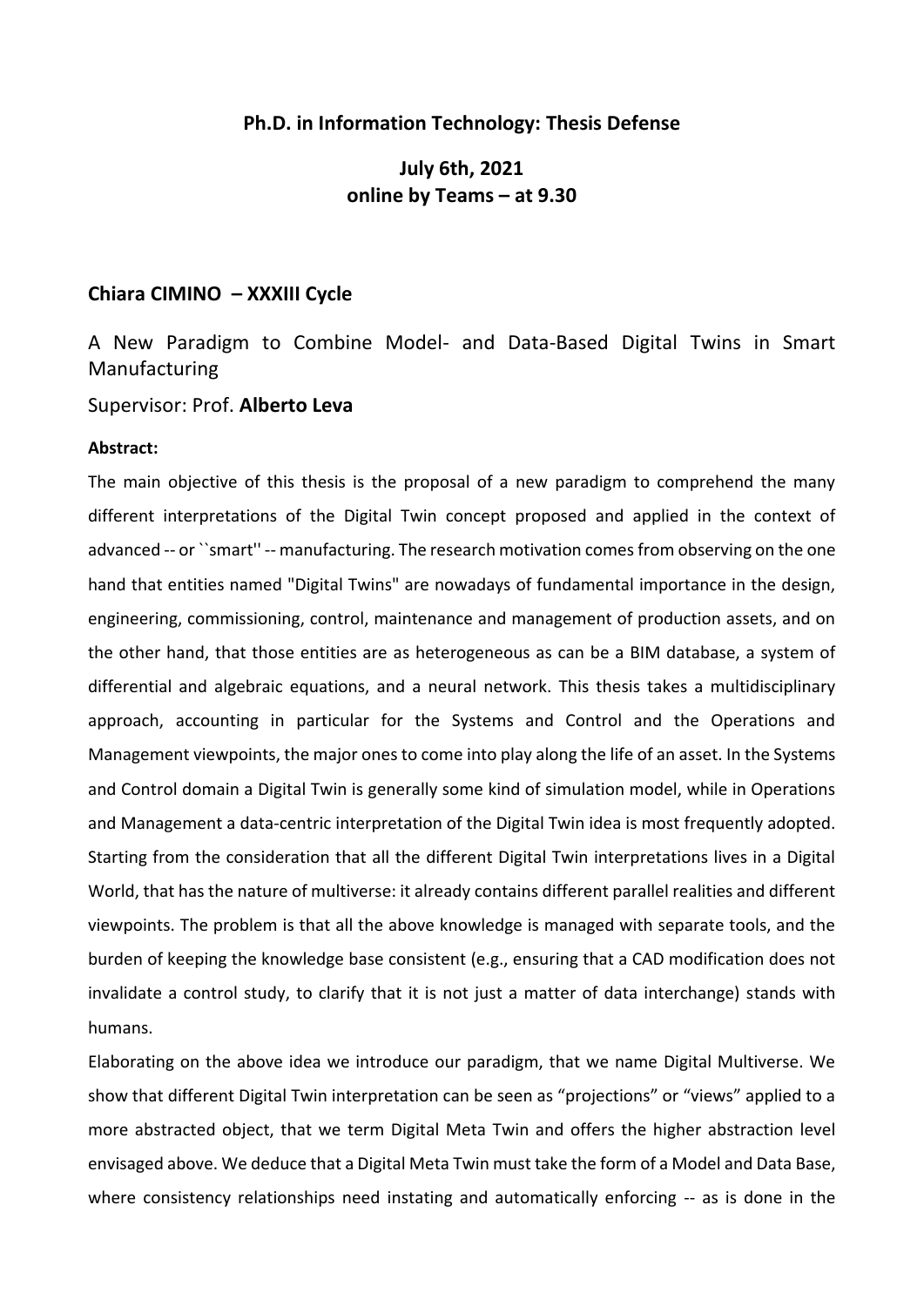**Ph.D. in Information Technology: Thesis Defense**

**July 6th, 2021**
**online by Teams – at 9.30**

## Chiara CIMINO – XXXIII Cycle

A New Paradigm to Combine Model- and Data-Based Digital Twins in Smart Manufacturing

Supervisor: Prof. **Alberto Leva**

**Abstract:**

The main objective of this thesis is the proposal of a new paradigm to comprehend the many different interpretations of the Digital Twin concept proposed and applied in the context of advanced -- or ``smart'' -- manufacturing. The research motivation comes from observing on the one hand that entities named "Digital Twins" are nowadays of fundamental importance in the design, engineering, commissioning, control, maintenance and management of production assets, and on the other hand, that those entities are as heterogeneous as can be a BIM database, a system of differential and algebraic equations, and a neural network. This thesis takes a multidisciplinary approach, accounting in particular for the Systems and Control and the Operations and Management viewpoints, the major ones to come into play along the life of an asset. In the Systems and Control domain a Digital Twin is generally some kind of simulation model, while in Operations and Management a data-centric interpretation of the Digital Twin idea is most frequently adopted. Starting from the consideration that all the different Digital Twin interpretations lives in a Digital World, that has the nature of multiverse: it already contains different parallel realities and different viewpoints. The problem is that all the above knowledge is managed with separate tools, and the burden of keeping the knowledge base consistent (e.g., ensuring that a CAD modification does not invalidate a control study, to clarify that it is not just a matter of data interchange) stands with humans.

Elaborating on the above idea we introduce our paradigm, that we name Digital Multiverse. We show that different Digital Twin interpretation can be seen as "projections" or "views" applied to a more abstracted object, that we term Digital Meta Twin and offers the higher abstraction level envisaged above. We deduce that a Digital Meta Twin must take the form of a Model and Data Base, where consistency relationships need instating and automatically enforcing -- as is done in the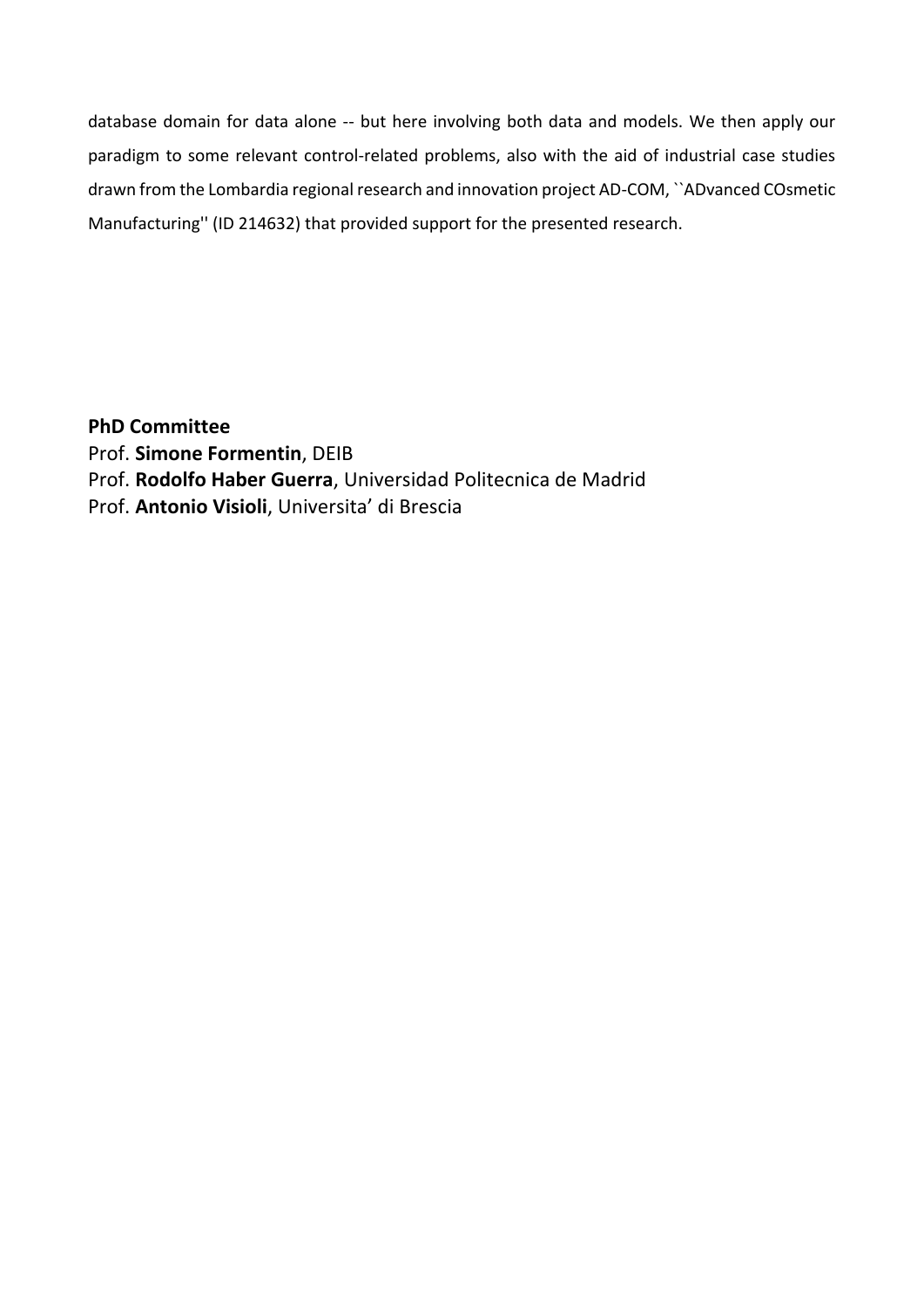database domain for data alone -- but here involving both data and models. We then apply our paradigm to some relevant control-related problems, also with the aid of industrial case studies drawn from the Lombardia regional research and innovation project AD-COM, ``ADvanced COsmetic Manufacturing'' (ID 214632) that provided support for the presented research.

**PhD Committee**
Prof. **Simone Formentin**, DEIB
Prof. **Rodolfo Haber Guerra**, Universidad Politecnica de Madrid
Prof. **Antonio Visioli**, Universita' di Brescia